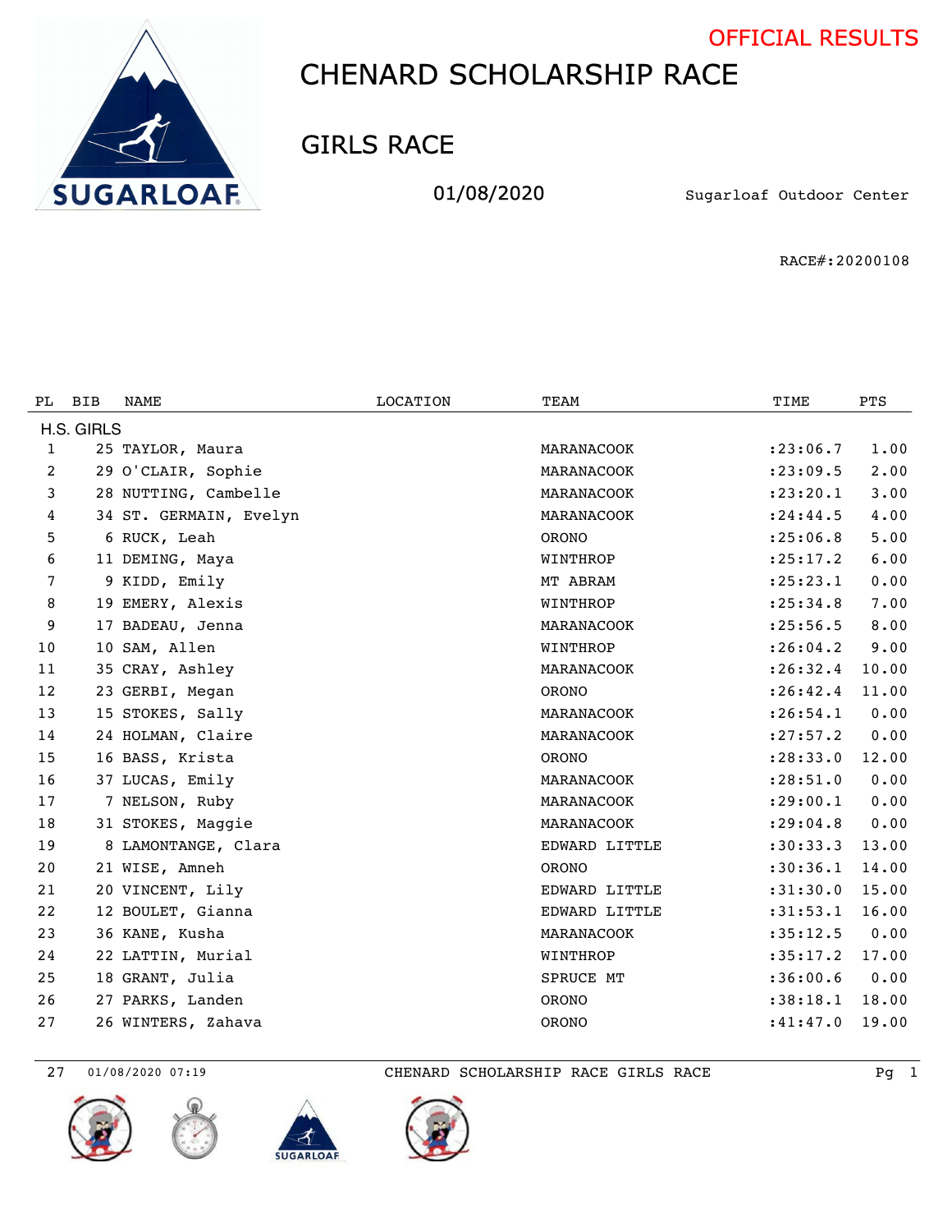OFFICIAL RESULTS

# CHENARD SCHOLARSHIP RACE

## GIRLS RACE

01/08/2020

Sugarloaf Outdoor Center

RACE#:20200108

| PL | BIB | NAME | LOCATION | TEAM | TIME | PTS |
|---|---|---|---|---|---|---|
| H.S. GIRLS | | | | | | |
| 1 | 25 | TAYLOR, Maura | | MARANACOOK | :23:06.7 | 1.00 |
| 2 | 29 | O'CLAIR, Sophie | | MARANACOOK | :23:09.5 | 2.00 |
| 3 | 28 | NUTTING, Cambelle | | MARANACOOK | :23:20.1 | 3.00 |
| 4 | 34 | ST. GERMAIN, Evelyn | | MARANACOOK | :24:44.5 | 4.00 |
| 5 | 6 | RUCK, Leah | | ORONO | :25:06.8 | 5.00 |
| 6 | 11 | DEMING, Maya | | WINTHROP | :25:17.2 | 6.00 |
| 7 | 9 | KIDD, Emily | | MT ABRAM | :25:23.1 | 0.00 |
| 8 | 19 | EMERY, Alexis | | WINTHROP | :25:34.8 | 7.00 |
| 9 | 17 | BADEAU, Jenna | | MARANACOOK | :25:56.5 | 8.00 |
| 10 | 10 | SAM, Allen | | WINTHROP | :26:04.2 | 9.00 |
| 11 | 35 | CRAY, Ashley | | MARANACOOK | :26:32.4 | 10.00 |
| 12 | 23 | GERBI, Megan | | ORONO | :26:42.4 | 11.00 |
| 13 | 15 | STOKES, Sally | | MARANACOOK | :26:54.1 | 0.00 |
| 14 | 24 | HOLMAN, Claire | | MARANACOOK | :27:57.2 | 0.00 |
| 15 | 16 | BASS, Krista | | ORONO | :28:33.0 | 12.00 |
| 16 | 37 | LUCAS, Emily | | MARANACOOK | :28:51.0 | 0.00 |
| 17 | 7 | NELSON, Ruby | | MARANACOOK | :29:00.1 | 0.00 |
| 18 | 31 | STOKES, Maggie | | MARANACOOK | :29:04.8 | 0.00 |
| 19 | 8 | LAMONTANGE, Clara | | EDWARD LITTLE | :30:33.3 | 13.00 |
| 20 | 21 | WISE, Amneh | | ORONO | :30:36.1 | 14.00 |
| 21 | 20 | VINCENT, Lily | | EDWARD LITTLE | :31:30.0 | 15.00 |
| 22 | 12 | BOULET, Gianna | | EDWARD LITTLE | :31:53.1 | 16.00 |
| 23 | 36 | KANE, Kusha | | MARANACOOK | :35:12.5 | 0.00 |
| 24 | 22 | LATTIN, Murial | | WINTHROP | :35:17.2 | 17.00 |
| 25 | 18 | GRANT, Julia | | SPRUCE MT | :36:00.6 | 0.00 |
| 26 | 27 | PARKS, Landen | | ORONO | :38:18.1 | 18.00 |
| 27 | 26 | WINTERS, Zahava | | ORONO | :41:47.0 | 19.00 |

27 01/08/2020 07:19 CHENARD SCHOLARSHIP RACE GIRLS RACE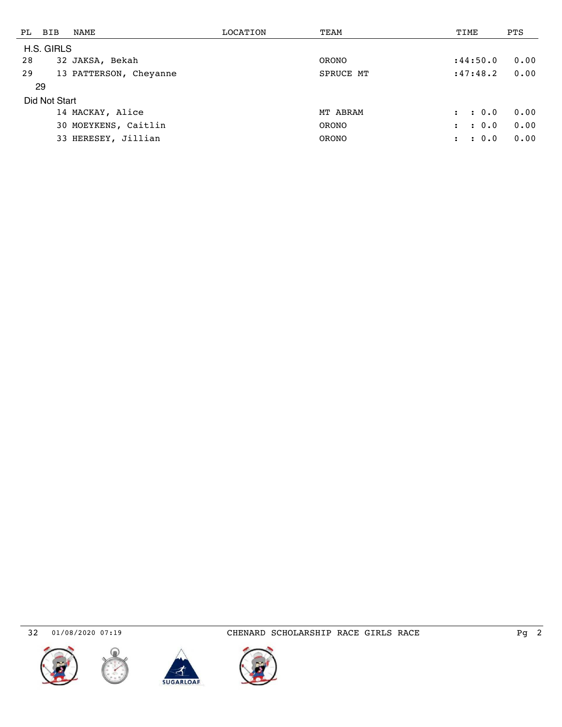| PL | BIB | NAME | LOCATION | TEAM | TIME | PTS |
| --- | --- | --- | --- | --- | --- | --- |
| H.S. GIRLS | | | | | | |
| 28 | 32 | JAKSA, Bekah | | ORONO | :44:50.0 | 0.00 |
| 29 | 13 | PATTERSON, Cheyanne | | SPRUCE MT | :47:48.2 | 0.00 |
| 29 | | | | | | |
| Did Not Start | | | | | | |
| | 14 | MACKAY, Alice | | MT ABRAM | : : 0.0 | 0.00 |
| | 30 | MOEYKENS, Caitlin | | ORONO | : : 0.0 | 0.00 |
| | 33 | HERESEY, Jillian | | ORONO | : : 0.0 | 0.00 |

32 01/08/2020 07:19 CHENARD SCHOLARSHIP RACE GIRLS RACE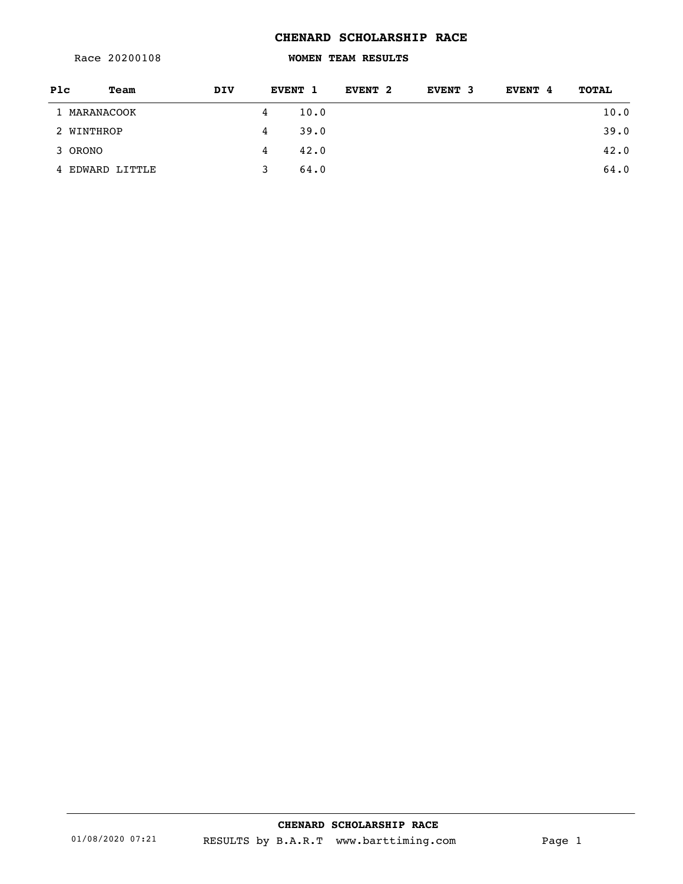# CHENARD SCHOLARSHIP RACE

Race 20200108

## WOMEN TEAM RESULTS

| Plc | Team | DIV | EVENT 1 | | EVENT 2 | EVENT 3 | EVENT 4 | TOTAL |
|---|---|---|---|---|---|---|---|---|
| 1 | MARANACOOK | | 4 | 10.0 | | | | 10.0 |
| 2 | WINTHROP | | 4 | 39.0 | | | | 39.0 |
| 3 | ORONO | | 4 | 42.0 | | | | 42.0 |
| 4 | EDWARD LITTLE | | 3 | 64.0 | | | | 64.0 |

CHENARD SCHOLARSHIP RACE

01/08/2020 07:21 RESULTS by B.A.R.T www.barttiming.com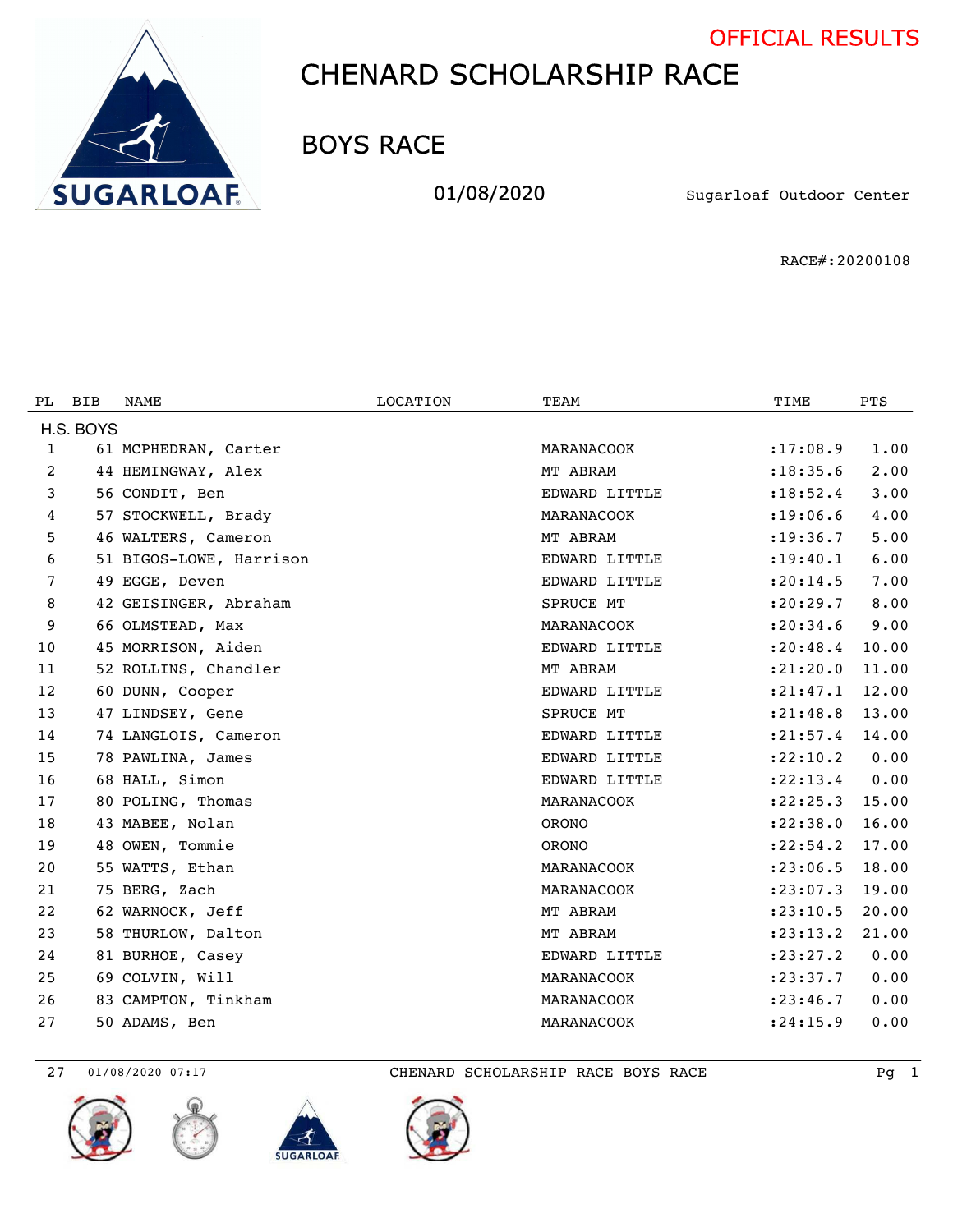OFFICIAL RESULTS

# CHENARD SCHOLARSHIP RACE

## BOYS RACE

01/08/2020

Sugarloaf Outdoor Center

RACE#:20200108

| PL | BIB | NAME | LOCATION | TEAM | TIME | PTS |
|---|---|---|---|---|---|---|
| H.S. BOYS | | | | | | |
| 1 | 61 | MCPHEDRAN, Carter | | MARANACOOK | :17:08.9 | 1.00 |
| 2 | 44 | HEMINGWAY, Alex | | MT ABRAM | :18:35.6 | 2.00 |
| 3 | 56 | CONDIT, Ben | | EDWARD LITTLE | :18:52.4 | 3.00 |
| 4 | 57 | STOCKWELL, Brady | | MARANACOOK | :19:06.6 | 4.00 |
| 5 | 46 | WALTERS, Cameron | | MT ABRAM | :19:36.7 | 5.00 |
| 6 | 51 | BIGOS-LOWE, Harrison | | EDWARD LITTLE | :19:40.1 | 6.00 |
| 7 | 49 | EGGE, Deven | | EDWARD LITTLE | :20:14.5 | 7.00 |
| 8 | 42 | GEISINGER, Abraham | | SPRUCE MT | :20:29.7 | 8.00 |
| 9 | 66 | OLMSTEAD, Max | | MARANACOOK | :20:34.6 | 9.00 |
| 10 | 45 | MORRISON, Aiden | | EDWARD LITTLE | :20:48.4 | 10.00 |
| 11 | 52 | ROLLINS, Chandler | | MT ABRAM | :21:20.0 | 11.00 |
| 12 | 60 | DUNN, Cooper | | EDWARD LITTLE | :21:47.1 | 12.00 |
| 13 | 47 | LINDSEY, Gene | | SPRUCE MT | :21:48.8 | 13.00 |
| 14 | 74 | LANGLOIS, Cameron | | EDWARD LITTLE | :21:57.4 | 14.00 |
| 15 | 78 | PAWLINA, James | | EDWARD LITTLE | :22:10.2 | 0.00 |
| 16 | 68 | HALL, Simon | | EDWARD LITTLE | :22:13.4 | 0.00 |
| 17 | 80 | POLING, Thomas | | MARANACOOK | :22:25.3 | 15.00 |
| 18 | 43 | MABEE, Nolan | | ORONO | :22:38.0 | 16.00 |
| 19 | 48 | OWEN, Tommie | | ORONO | :22:54.2 | 17.00 |
| 20 | 55 | WATTS, Ethan | | MARANACOOK | :23:06.5 | 18.00 |
| 21 | 75 | BERG, Zach | | MARANACOOK | :23:07.3 | 19.00 |
| 22 | 62 | WARNOCK, Jeff | | MT ABRAM | :23:10.5 | 20.00 |
| 23 | 58 | THURLOW, Dalton | | MT ABRAM | :23:13.2 | 21.00 |
| 24 | 81 | BURHOE, Casey | | EDWARD LITTLE | :23:27.2 | 0.00 |
| 25 | 69 | COLVIN, Will | | MARANACOOK | :23:37.7 | 0.00 |
| 26 | 83 | CAMPTON, Tinkham | | MARANACOOK | :23:46.7 | 0.00 |
| 27 | 50 | ADAMS, Ben | | MARANACOOK | :24:15.9 | 0.00 |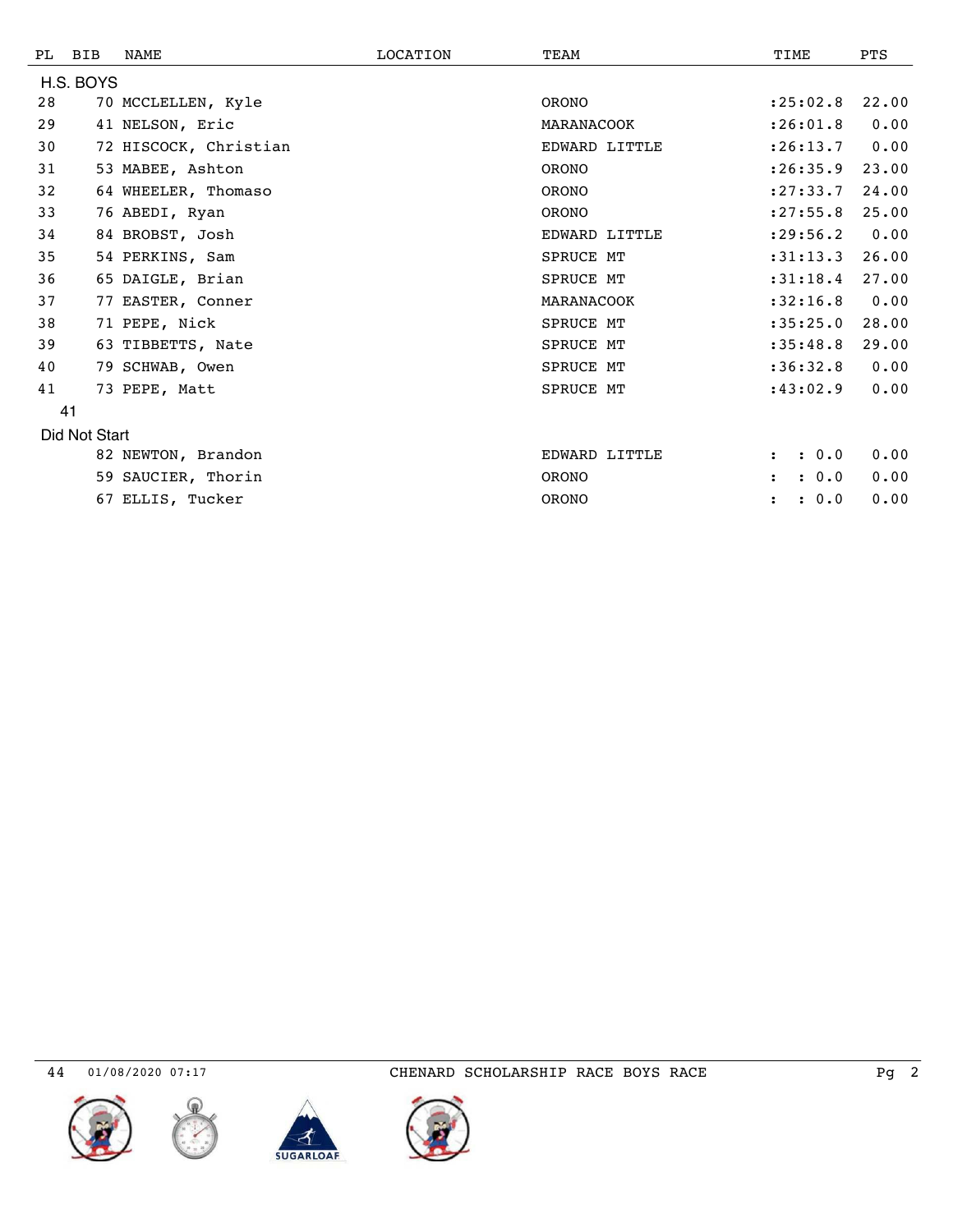| PL | BIB | NAME | LOCATION | TEAM | TIME | PTS |
|---|---|---|---|---|---|---|
| H.S. BOYS | | | | | | |
| 28 | 70 | MCCLELLEN, Kyle | | ORONO | :25:02.8 | 22.00 |
| 29 | 41 | NELSON, Eric | | MARANACOOK | :26:01.8 | 0.00 |
| 30 | 72 | HISCOCK, Christian | | EDWARD LITTLE | :26:13.7 | 0.00 |
| 31 | 53 | MABEE, Ashton | | ORONO | :26:35.9 | 23.00 |
| 32 | 64 | WHEELER, Thomaso | | ORONO | :27:33.7 | 24.00 |
| 33 | 76 | ABEDI, Ryan | | ORONO | :27:55.8 | 25.00 |
| 34 | 84 | BROBST, Josh | | EDWARD LITTLE | :29:56.2 | 0.00 |
| 35 | 54 | PERKINS, Sam | | SPRUCE MT | :31:13.3 | 26.00 |
| 36 | 65 | DAIGLE, Brian | | SPRUCE MT | :31:18.4 | 27.00 |
| 37 | 77 | EASTER, Conner | | MARANACOOK | :32:16.8 | 0.00 |
| 38 | 71 | PEPE, Nick | | SPRUCE MT | :35:25.0 | 28.00 |
| 39 | 63 | TIBBETTS, Nate | | SPRUCE MT | :35:48.8 | 29.00 |
| 40 | 79 | SCHWAB, Owen | | SPRUCE MT | :36:32.8 | 0.00 |
| 41 | 73 | PEPE, Matt | | SPRUCE MT | :43:02.9 | 0.00 |
| 41 | | | | | | |
| Did Not Start | | | | | | |
| | 82 | NEWTON, Brandon | | EDWARD LITTLE | : : 0.0 | 0.00 |
| | 59 | SAUCIER, Thorin | | ORONO | : : 0.0 | 0.00 |
| | 67 | ELLIS, Tucker | | ORONO | : : 0.0 | 0.00 |

44 01/08/2020 07:17 CHENARD SCHOLARSHIP RACE BOYS RACE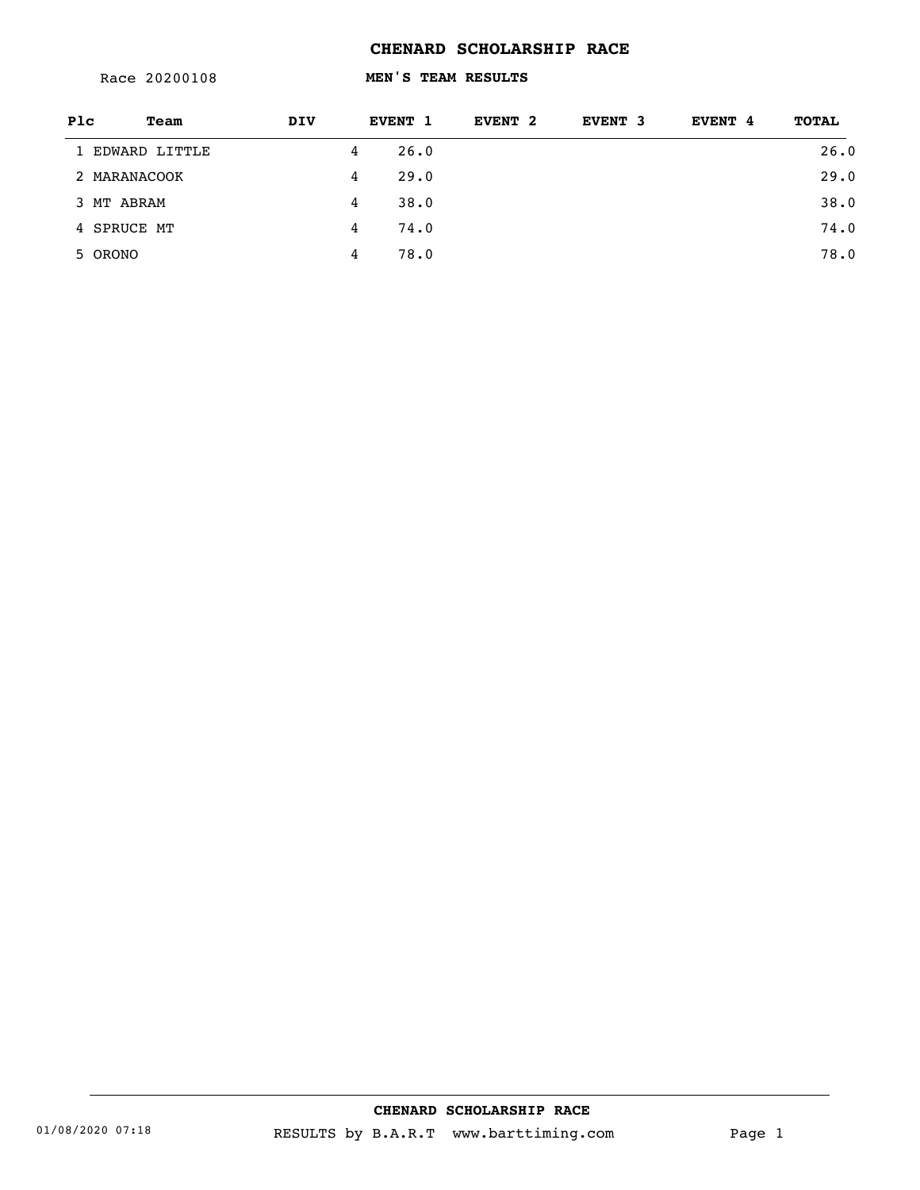# CHENARD SCHOLARSHIP RACE

Race 20200108

## MEN'S TEAM RESULTS

| Plc | Team | DIV | EVENT 1 | EVENT 2 | EVENT 3 | EVENT 4 | TOTAL |
|---|---|---|---|---|---|---|---|
| 1 | EDWARD LITTLE | 4 | 26.0 | | | | 26.0 |
| 2 | MARANACOOK | 4 | 29.0 | | | | 29.0 |
| 3 | MT ABRAM | 4 | 38.0 | | | | 38.0 |
| 4 | SPRUCE MT | 4 | 74.0 | | | | 74.0 |
| 5 | ORONO | 4 | 78.0 | | | | 78.0 |